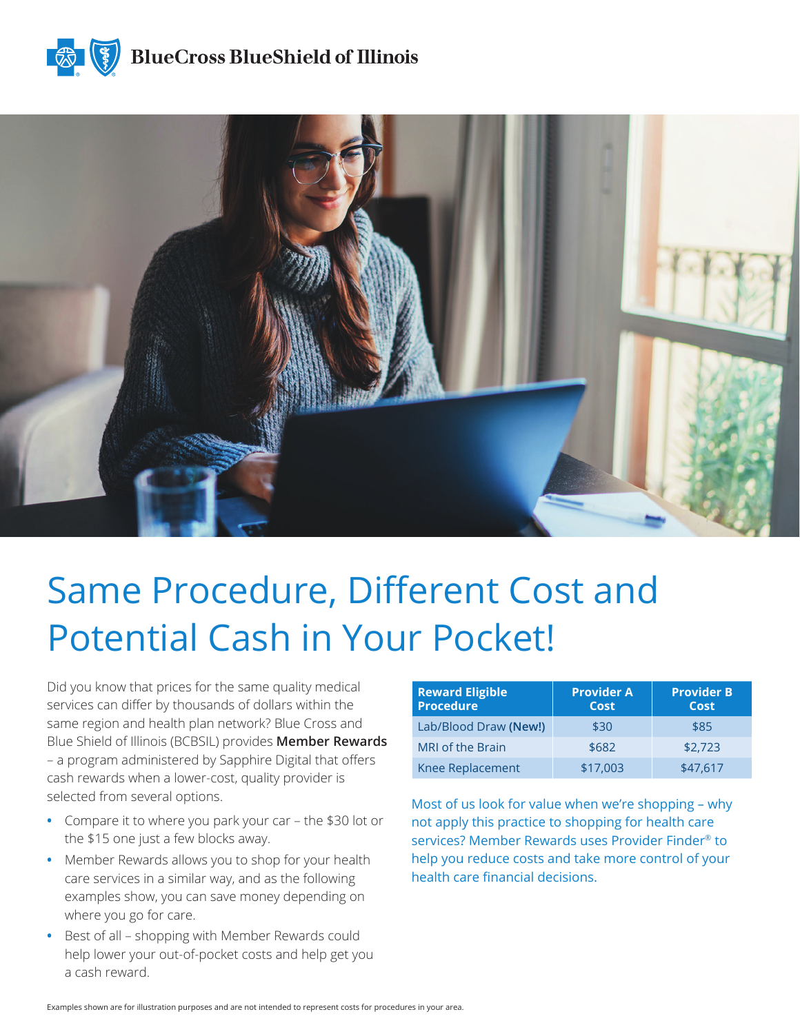BlueCross BlueShield of Illinois

# Same Procedure, Different Cost and Potential Cash in Your Pocket!

Did you know that prices for the same quality medical services can differ by thousands of dollars within the same region and health plan network? Blue Cross and Blue Shield of Illinois (BCBSIL) provides **Member Rewards** – a program administered by Sapphire Digital that offers cash rewards when a lower-cost, quality provider is selected from several options.

- Compare it to where you park your car – the $30 lot or the $15 one just a few blocks away.
- Member Rewards allows you to shop for your health care services in a similar way, and as the following examples show, you can save money depending on where you go for care.
- Best of all – shopping with Member Rewards could help lower your out-of-pocket costs and help get you a cash reward.

| Reward Eligible Procedure | Provider A Cost | Provider B Cost |
|---|---|---|
| Lab/Blood Draw **(New!)** | $30 | $85 |
| MRI of the Brain | $682 | $2,723 |
| Knee Replacement | $17,003 | $47,617 |

Most of us look for value when we're shopping – why not apply this practice to shopping for health care services? Member Rewards uses Provider Finder® to help you reduce costs and take more control of your health care financial decisions.

Examples shown are for illustration purposes and are not intended to represent costs for procedures in your area.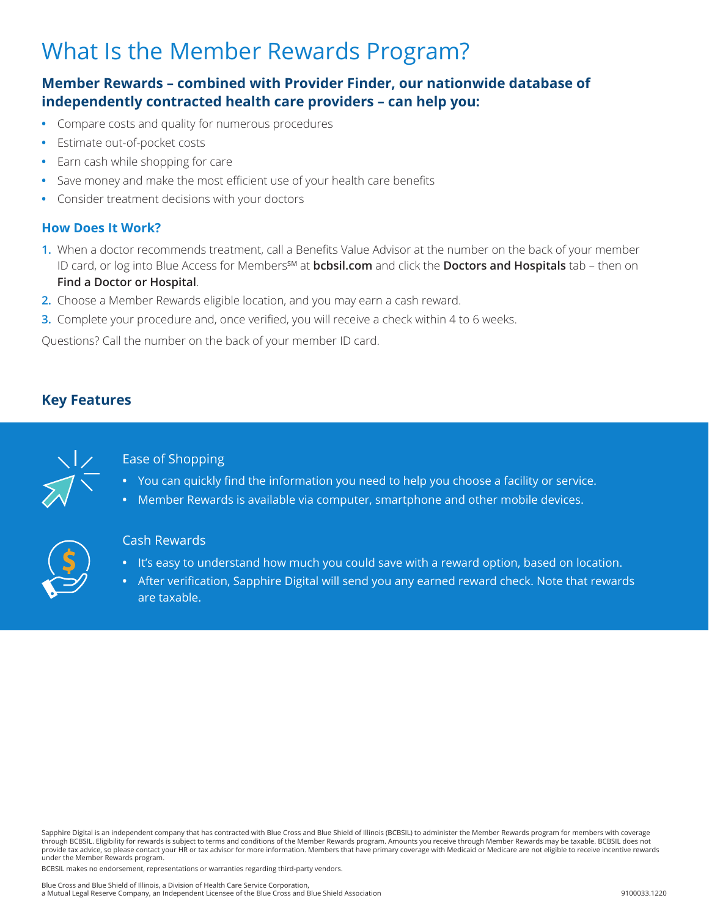# What Is the Member Rewards Program?

### Member Rewards – combined with Provider Finder, our nationwide database of independently contracted health care providers – can help you:

- Compare costs and quality for numerous procedures
- Estimate out-of-pocket costs
- Earn cash while shopping for care
- Save money and make the most efficient use of your health care benefits
- Consider treatment decisions with your doctors

## How Does It Work?

1. When a doctor recommends treatment, call a Benefits Value Advisor at the number on the back of your member ID card, or log into Blue Access for Members℠ at **bcbsil.com** and click the **Doctors and Hospitals** tab – then on **Find a Doctor or Hospital**.
2. Choose a Member Rewards eligible location, and you may earn a cash reward.
3. Complete your procedure and, once verified, you will receive a check within 4 to 6 weeks.

Questions? Call the number on the back of your member ID card.

## Key Features

### Ease of Shopping

- You can quickly find the information you need to help you choose a facility or service.
- Member Rewards is available via computer, smartphone and other mobile devices.

### Cash Rewards

- It's easy to understand how much you could save with a reward option, based on location.
- After verification, Sapphire Digital will send you any earned reward check. Note that rewards are taxable.

Sapphire Digital is an independent company that has contracted with Blue Cross and Blue Shield of Illinois (BCBSIL) to administer the Member Rewards program for members with coverage through BCBSIL. Eligibility for rewards is subject to terms and conditions of the Member Rewards program. Amounts you receive through Member Rewards may be taxable. BCBSIL does not provide tax advice, so please contact your HR or tax advisor for more information. Members that have primary coverage with Medicaid or Medicare are not eligible to receive incentive rewards under the Member Rewards program.

BCBSIL makes no endorsement, representations or warranties regarding third-party vendors.

Blue Cross and Blue Shield of Illinois, a Division of Health Care Service Corporation, a Mutual Legal Reserve Company, an Independent Licensee of the Blue Cross and Blue Shield Association

9100033.1220